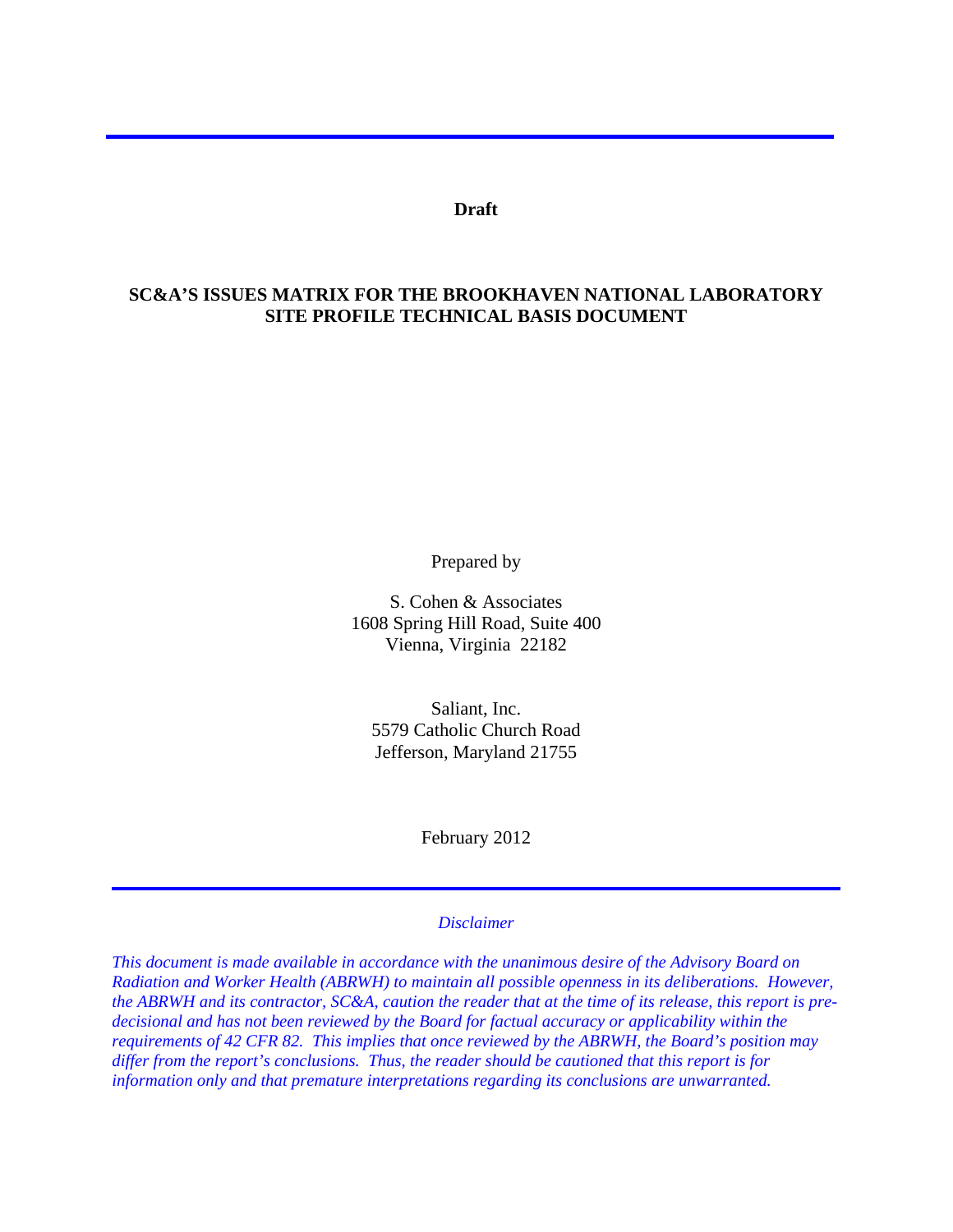**Draft**

# SC&A'S ISSUES MATRIX FOR THE BROOKHAVEN NATIONAL LABORATORY SITE PROFILE TECHNICAL BASIS DOCUMENT

Prepared by

S. Cohen & Associates
1608 Spring Hill Road, Suite 400
Vienna, Virginia 22182

Saliant, Inc.
5579 Catholic Church Road
Jefferson, Maryland 21755

February 2012

---

*Disclaimer*

*This document is made available in accordance with the unanimous desire of the Advisory Board on Radiation and Worker Health (ABRWH) to maintain all possible openness in its deliberations. However, the ABRWH and its contractor, SC&A, caution the reader that at the time of its release, this report is pre-decisional and has not been reviewed by the Board for factual accuracy or applicability within the requirements of 42 CFR 82. This implies that once reviewed by the ABRWH, the Board's position may differ from the report's conclusions. Thus, the reader should be cautioned that this report is for information only and that premature interpretations regarding its conclusions are unwarranted.*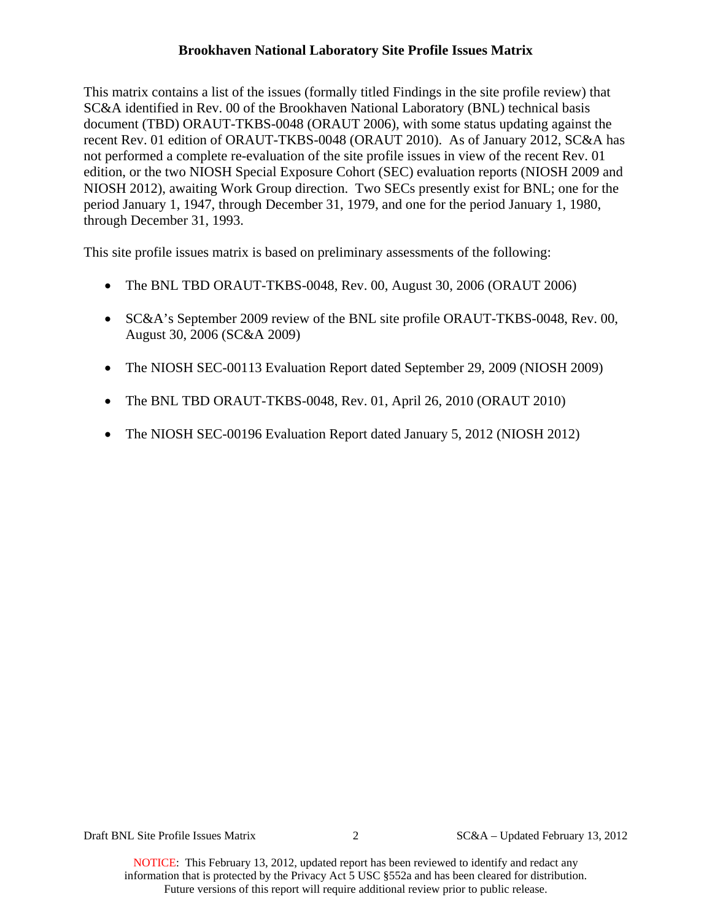# Brookhaven National Laboratory Site Profile Issues Matrix

This matrix contains a list of the issues (formally titled Findings in the site profile review) that SC&A identified in Rev. 00 of the Brookhaven National Laboratory (BNL) technical basis document (TBD) ORAUT-TKBS-0048 (ORAUT 2006), with some status updating against the recent Rev. 01 edition of ORAUT-TKBS-0048 (ORAUT 2010). As of January 2012, SC&A has not performed a complete re-evaluation of the site profile issues in view of the recent Rev. 01 edition, or the two NIOSH Special Exposure Cohort (SEC) evaluation reports (NIOSH 2009 and NIOSH 2012), awaiting Work Group direction. Two SECs presently exist for BNL; one for the period January 1, 1947, through December 31, 1979, and one for the period January 1, 1980, through December 31, 1993.

This site profile issues matrix is based on preliminary assessments of the following:

- The BNL TBD ORAUT-TKBS-0048, Rev. 00, August 30, 2006 (ORAUT 2006)
- SC&A's September 2009 review of the BNL site profile ORAUT-TKBS-0048, Rev. 00, August 30, 2006 (SC&A 2009)
- The NIOSH SEC-00113 Evaluation Report dated September 29, 2009 (NIOSH 2009)
- The BNL TBD ORAUT-TKBS-0048, Rev. 01, April 26, 2010 (ORAUT 2010)
- The NIOSH SEC-00196 Evaluation Report dated January 5, 2012 (NIOSH 2012)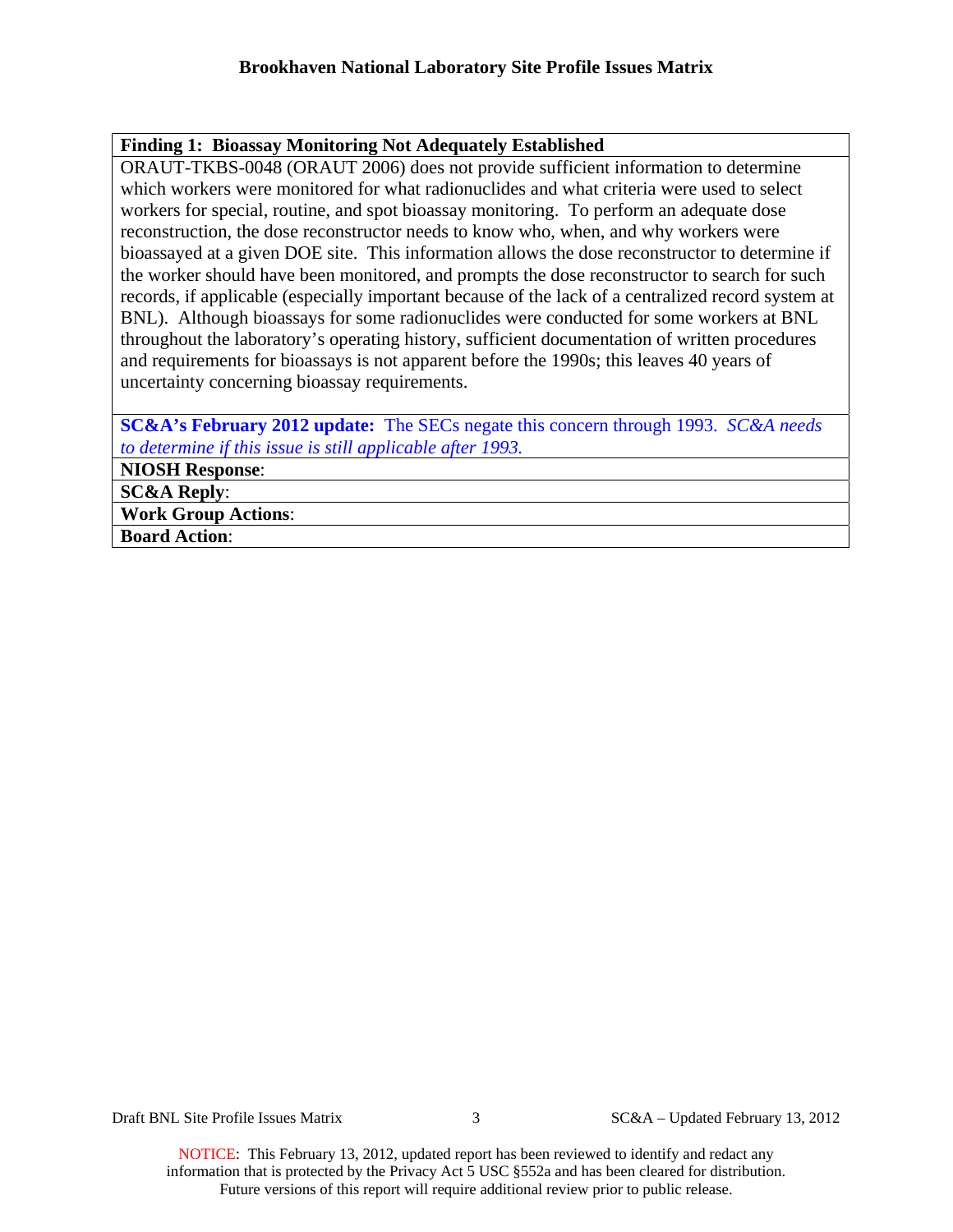**Finding 1: Bioassay Monitoring Not Adequately Established**

ORAUT-TKBS-0048 (ORAUT 2006) does not provide sufficient information to determine which workers were monitored for what radionuclides and what criteria were used to select workers for special, routine, and spot bioassay monitoring. To perform an adequate dose reconstruction, the dose reconstructor needs to know who, when, and why workers were bioassayed at a given DOE site. This information allows the dose reconstructor to determine if the worker should have been monitored, and prompts the dose reconstructor to search for such records, if applicable (especially important because of the lack of a centralized record system at BNL). Although bioassays for some radionuclides were conducted for some workers at BNL throughout the laboratory's operating history, sufficient documentation of written procedures and requirements for bioassays is not apparent before the 1990s; this leaves 40 years of uncertainty concerning bioassay requirements.

**SC&A's February 2012 update:** The SECs negate this concern through 1993. *SC&A needs to determine if this issue is still applicable after 1993.*

**NIOSH Response**:

**SC&A Reply**:

**Work Group Actions**:

**Board Action**:

NOTICE: This February 13, 2012, updated report has been reviewed to identify and redact any information that is protected by the Privacy Act 5 USC §552a and has been cleared for distribution. Future versions of this report will require additional review prior to public release.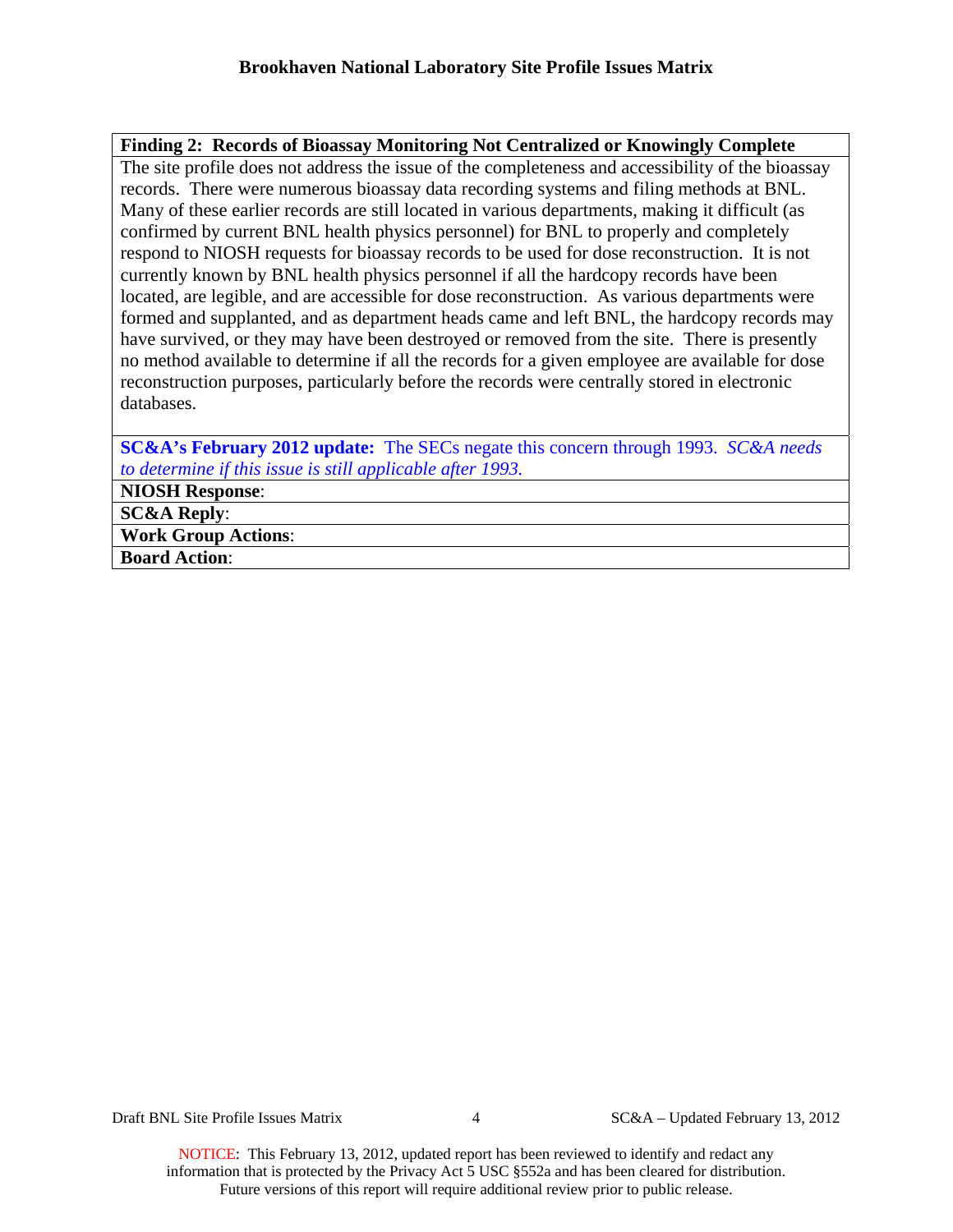**Finding 2: Records of Bioassay Monitoring Not Centralized or Knowingly Complete**

The site profile does not address the issue of the completeness and accessibility of the bioassay records. There were numerous bioassay data recording systems and filing methods at BNL. Many of these earlier records are still located in various departments, making it difficult (as confirmed by current BNL health physics personnel) for BNL to properly and completely respond to NIOSH requests for bioassay records to be used for dose reconstruction. It is not currently known by BNL health physics personnel if all the hardcopy records have been located, are legible, and are accessible for dose reconstruction. As various departments were formed and supplanted, and as department heads came and left BNL, the hardcopy records may have survived, or they may have been destroyed or removed from the site. There is presently no method available to determine if all the records for a given employee are available for dose reconstruction purposes, particularly before the records were centrally stored in electronic databases.

**SC&A's February 2012 update:** The SECs negate this concern through 1993. *SC&A needs to determine if this issue is still applicable after 1993.*

**NIOSH Response**:

**SC&A Reply**:

**Work Group Actions**:

**Board Action**:

NOTICE: This February 13, 2012, updated report has been reviewed to identify and redact any information that is protected by the Privacy Act 5 USC §552a and has been cleared for distribution. Future versions of this report will require additional review prior to public release.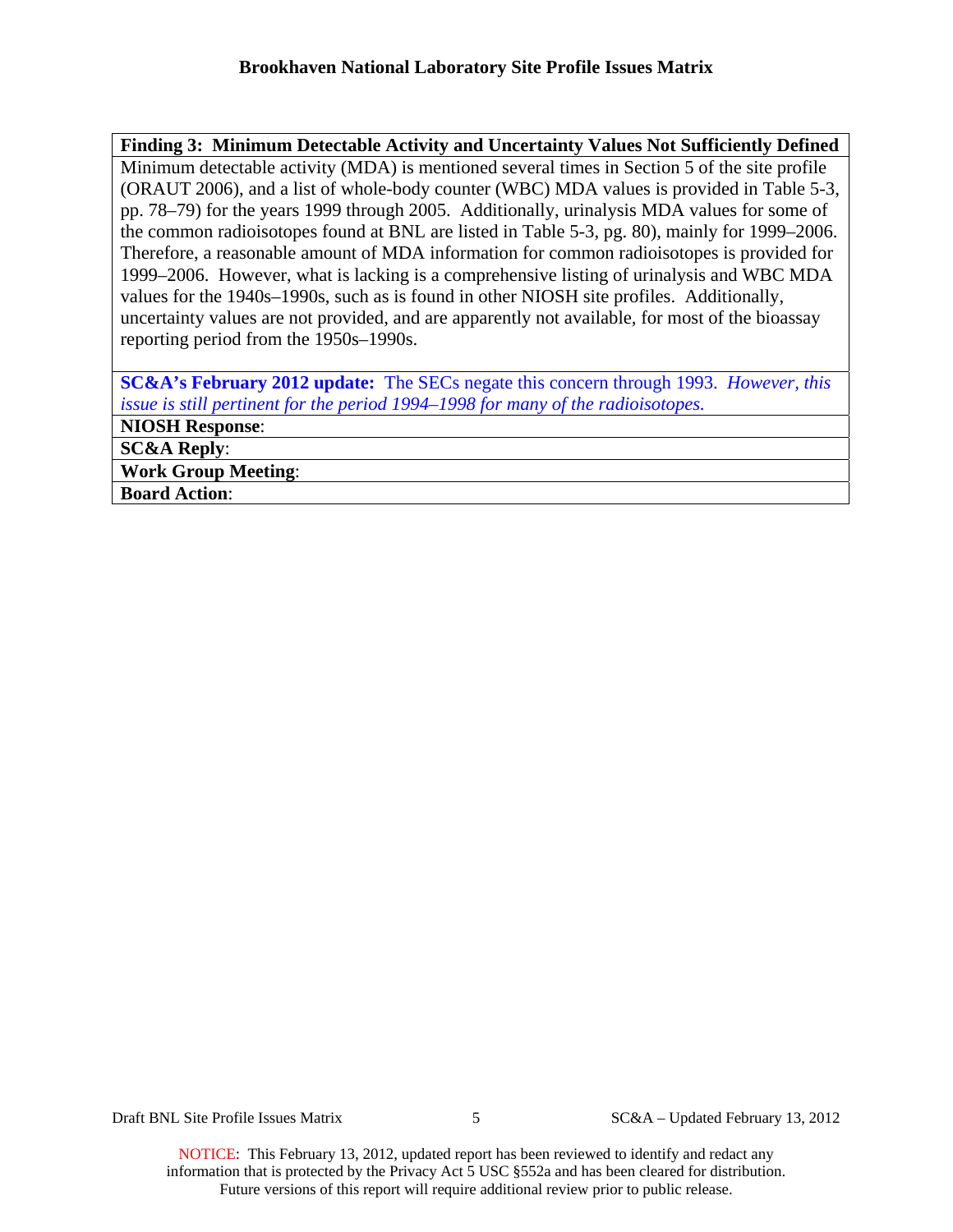**Finding 3: Minimum Detectable Activity and Uncertainty Values Not Sufficiently Defined**

Minimum detectable activity (MDA) is mentioned several times in Section 5 of the site profile (ORAUT 2006), and a list of whole-body counter (WBC) MDA values is provided in Table 5-3, pp. 78–79) for the years 1999 through 2005. Additionally, urinalysis MDA values for some of the common radioisotopes found at BNL are listed in Table 5-3, pg. 80), mainly for 1999–2006. Therefore, a reasonable amount of MDA information for common radioisotopes is provided for 1999–2006. However, what is lacking is a comprehensive listing of urinalysis and WBC MDA values for the 1940s–1990s, such as is found in other NIOSH site profiles. Additionally, uncertainty values are not provided, and are apparently not available, for most of the bioassay reporting period from the 1950s–1990s.

**SC&A's February 2012 update:** The SECs negate this concern through 1993. *However, this issue is still pertinent for the period 1994–1998 for many of the radioisotopes.*

**NIOSH Response**:

**SC&A Reply**:

**Work Group Meeting**:

**Board Action**:

NOTICE: This February 13, 2012, updated report has been reviewed to identify and redact any information that is protected by the Privacy Act 5 USC §552a and has been cleared for distribution. Future versions of this report will require additional review prior to public release.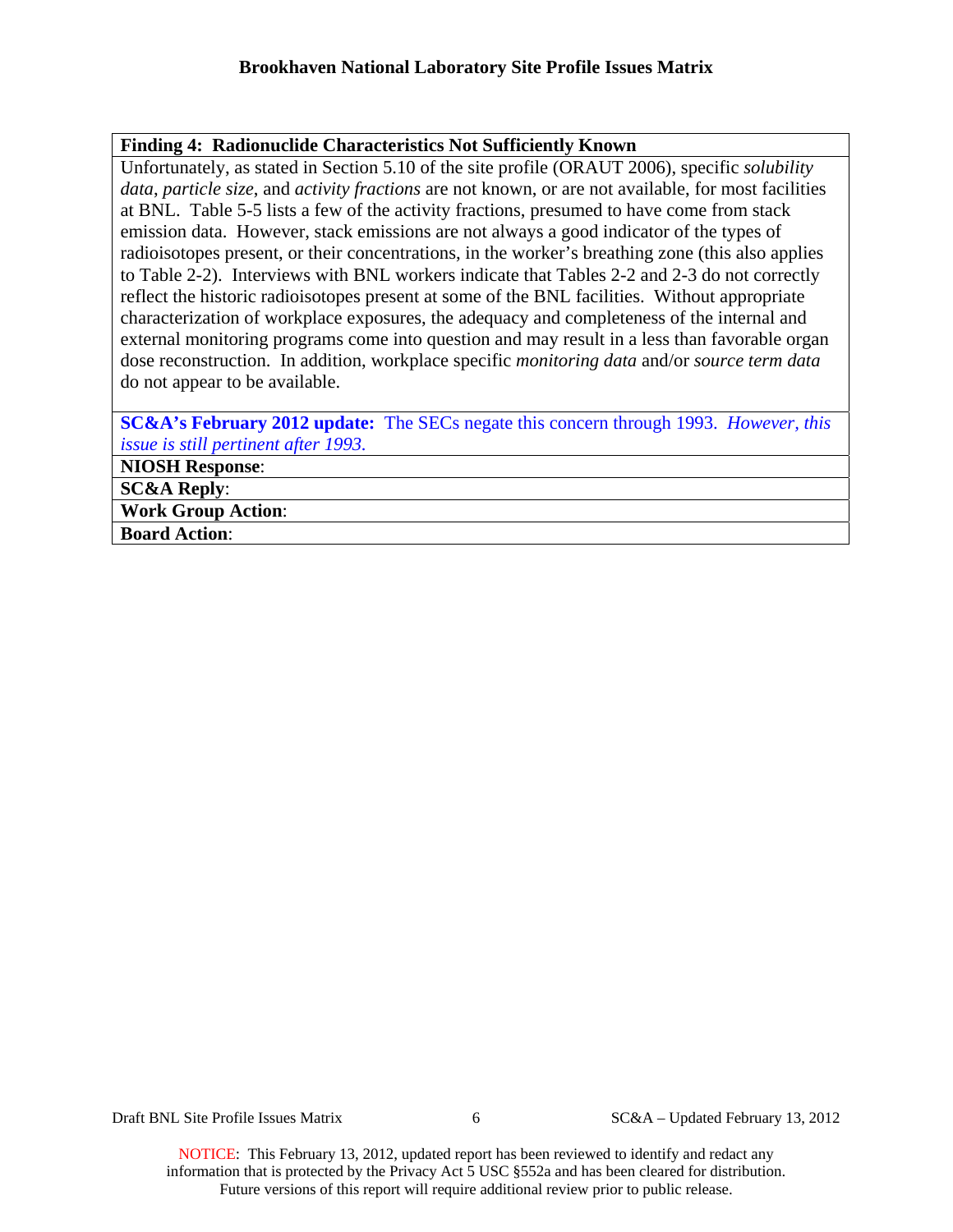| **Finding 4: Radionuclide Characteristics Not Sufficiently Known** |
|---|
| Unfortunately, as stated in Section 5.10 of the site profile (ORAUT 2006), specific *solubility data*, *particle size*, and *activity fractions* are not known, or are not available, for most facilities at BNL. Table 5-5 lists a few of the activity fractions, presumed to have come from stack emission data. However, stack emissions are not always a good indicator of the types of radioisotopes present, or their concentrations, in the worker's breathing zone (this also applies to Table 2-2). Interviews with BNL workers indicate that Tables 2-2 and 2-3 do not correctly reflect the historic radioisotopes present at some of the BNL facilities. Without appropriate characterization of workplace exposures, the adequacy and completeness of the internal and external monitoring programs come into question and may result in a less than favorable organ dose reconstruction. In addition, workplace specific *monitoring data* and/or *source term data* do not appear to be available. |
| **SC&A's February 2012 update:** The SECs negate this concern through 1993. *However, this issue is still pertinent after 1993.* |
| **NIOSH Response**: |
| **SC&A Reply**: |
| **Work Group Action**: |
| **Board Action**: |

NOTICE: This February 13, 2012, updated report has been reviewed to identify and redact any information that is protected by the Privacy Act 5 USC §552a and has been cleared for distribution. Future versions of this report will require additional review prior to public release.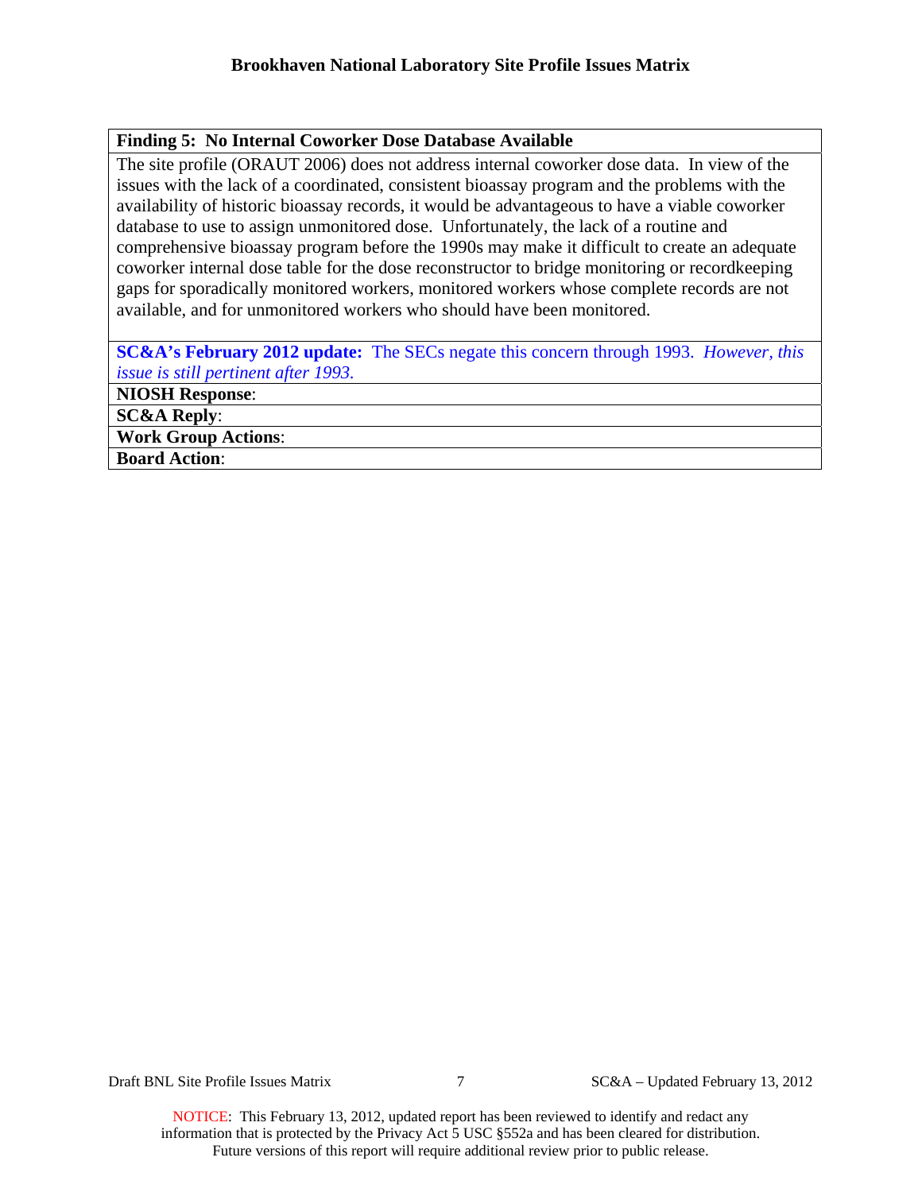**Finding 5: No Internal Coworker Dose Database Available**

The site profile (ORAUT 2006) does not address internal coworker dose data. In view of the issues with the lack of a coordinated, consistent bioassay program and the problems with the availability of historic bioassay records, it would be advantageous to have a viable coworker database to use to assign unmonitored dose. Unfortunately, the lack of a routine and comprehensive bioassay program before the 1990s may make it difficult to create an adequate coworker internal dose table for the dose reconstructor to bridge monitoring or recordkeeping gaps for sporadically monitored workers, monitored workers whose complete records are not available, and for unmonitored workers who should have been monitored.

**SC&A's February 2012 update:** The SECs negate this concern through 1993. *However, this issue is still pertinent after 1993.*

**NIOSH Response**:

**SC&A Reply**:

**Work Group Actions**:

**Board Action**:

NOTICE: This February 13, 2012, updated report has been reviewed to identify and redact any information that is protected by the Privacy Act 5 USC §552a and has been cleared for distribution. Future versions of this report will require additional review prior to public release.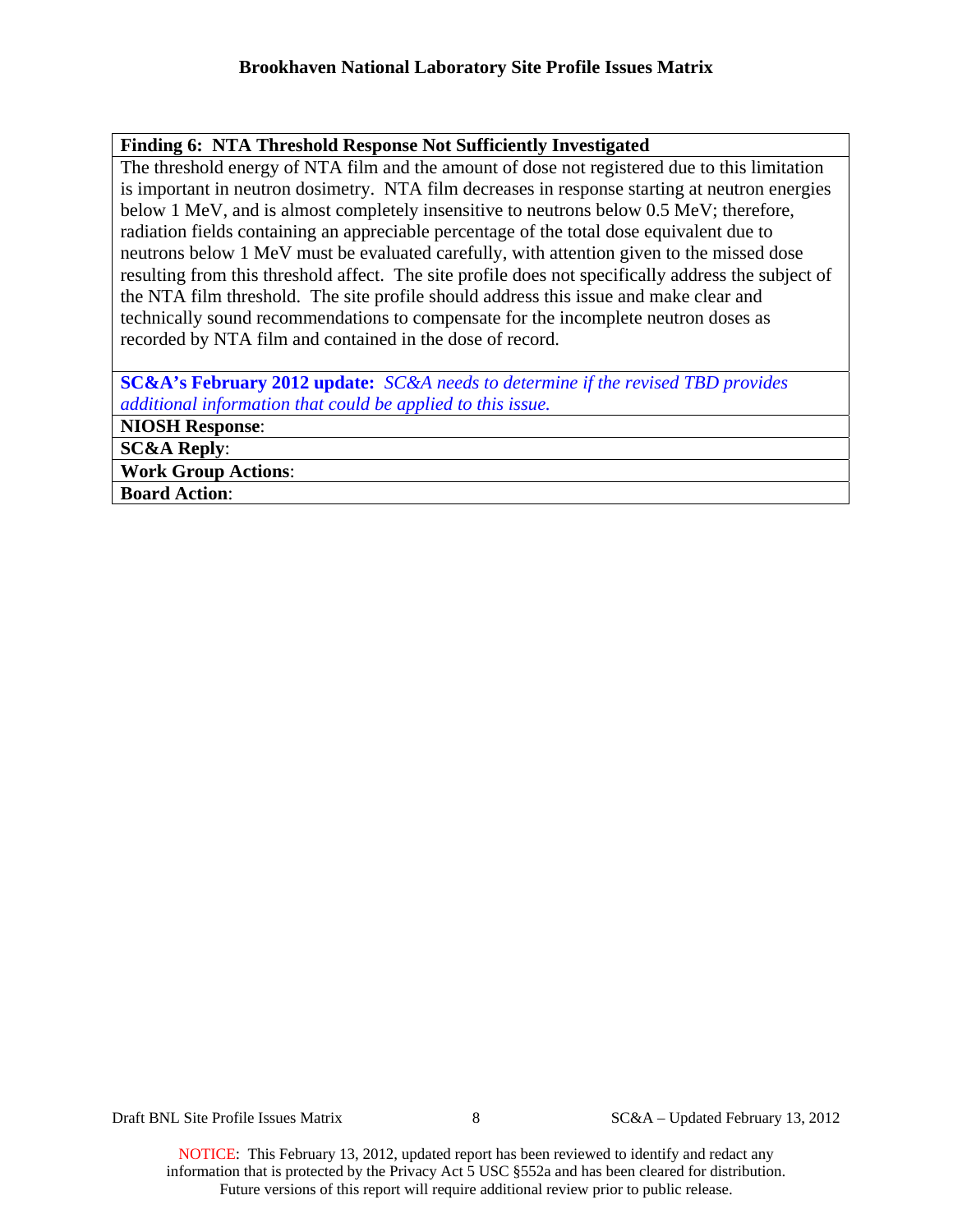**Finding 6: NTA Threshold Response Not Sufficiently Investigated**

The threshold energy of NTA film and the amount of dose not registered due to this limitation is important in neutron dosimetry. NTA film decreases in response starting at neutron energies below 1 MeV, and is almost completely insensitive to neutrons below 0.5 MeV; therefore, radiation fields containing an appreciable percentage of the total dose equivalent due to neutrons below 1 MeV must be evaluated carefully, with attention given to the missed dose resulting from this threshold affect. The site profile does not specifically address the subject of the NTA film threshold. The site profile should address this issue and make clear and technically sound recommendations to compensate for the incomplete neutron doses as recorded by NTA film and contained in the dose of record.

**SC&A's February 2012 update:** *SC&A needs to determine if the revised TBD provides additional information that could be applied to this issue.*

**NIOSH Response**:

**SC&A Reply**:

**Work Group Actions**:

**Board Action**:

NOTICE: This February 13, 2012, updated report has been reviewed to identify and redact any information that is protected by the Privacy Act 5 USC §552a and has been cleared for distribution. Future versions of this report will require additional review prior to public release.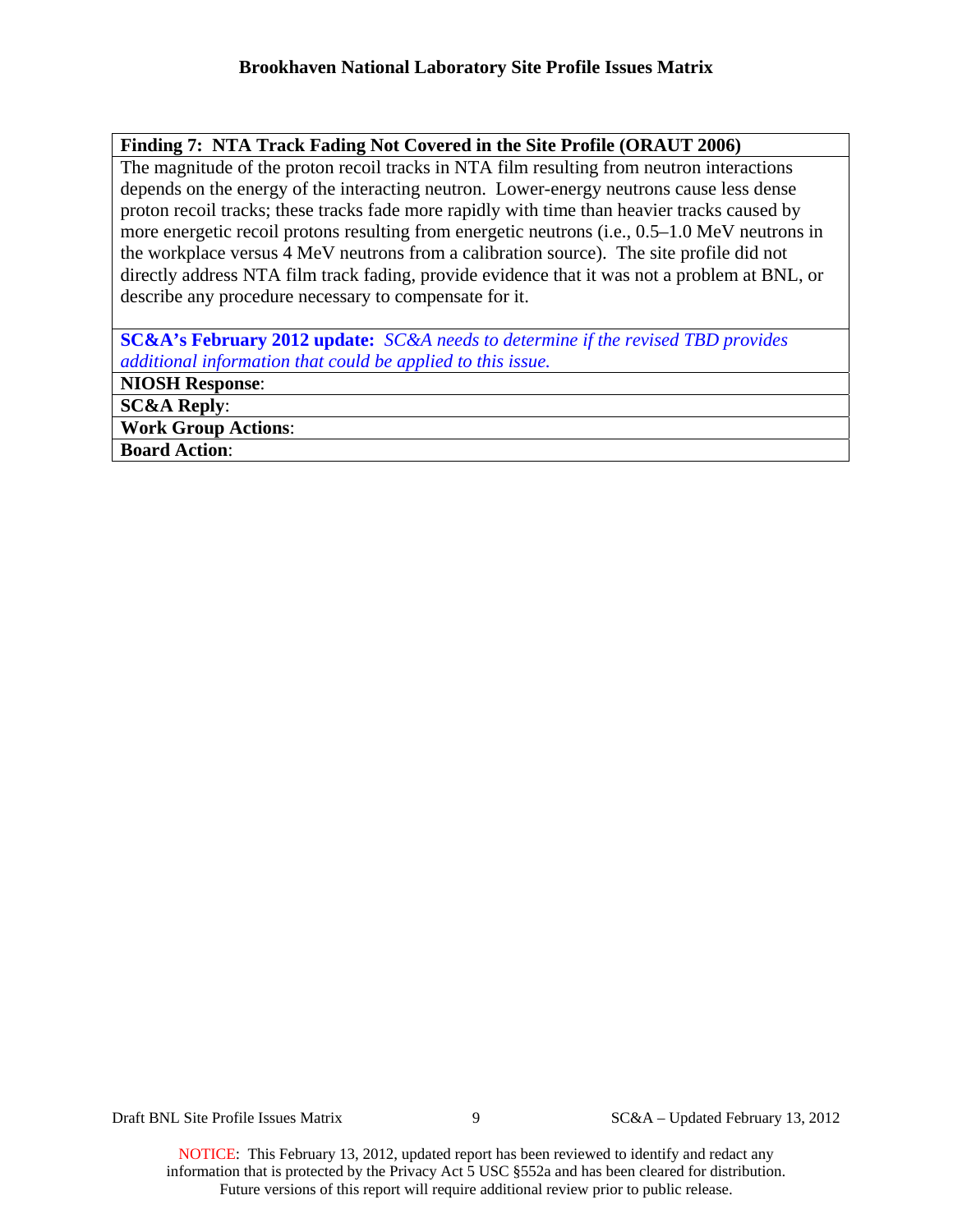| **Finding 7: NTA Track Fading Not Covered in the Site Profile (ORAUT 2006)** |
|---|
| The magnitude of the proton recoil tracks in NTA film resulting from neutron interactions depends on the energy of the interacting neutron. Lower-energy neutrons cause less dense proton recoil tracks; these tracks fade more rapidly with time than heavier tracks caused by more energetic recoil protons resulting from energetic neutrons (i.e., 0.5–1.0 MeV neutrons in the workplace versus 4 MeV neutrons from a calibration source). The site profile did not directly address NTA film track fading, provide evidence that it was not a problem at BNL, or describe any procedure necessary to compensate for it. |
| **SC&A's February 2012 update:** *SC&A needs to determine if the revised TBD provides additional information that could be applied to this issue.* |
| **NIOSH Response**: |
| **SC&A Reply**: |
| **Work Group Actions**: |
| **Board Action**: |

NOTICE: This February 13, 2012, updated report has been reviewed to identify and redact any information that is protected by the Privacy Act 5 USC §552a and has been cleared for distribution. Future versions of this report will require additional review prior to public release.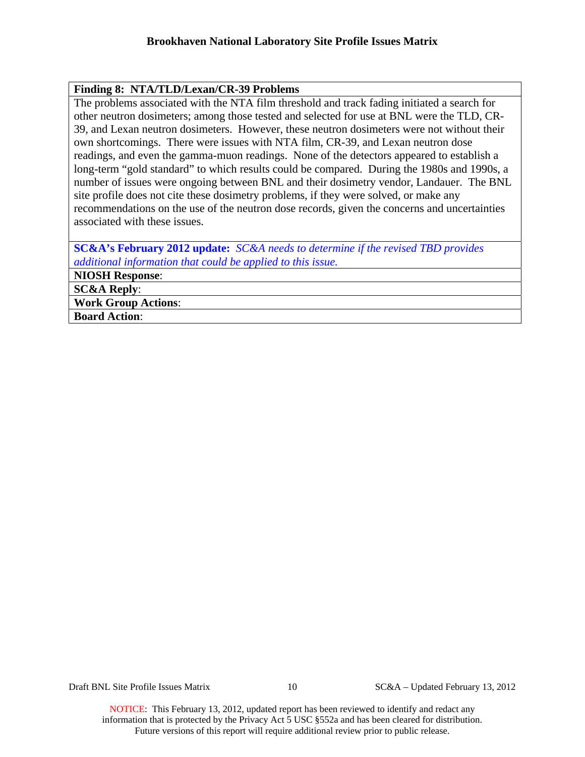**Finding 8: NTA/TLD/Lexan/CR-39 Problems**

The problems associated with the NTA film threshold and track fading initiated a search for other neutron dosimeters; among those tested and selected for use at BNL were the TLD, CR-39, and Lexan neutron dosimeters. However, these neutron dosimeters were not without their own shortcomings. There were issues with NTA film, CR-39, and Lexan neutron dose readings, and even the gamma-muon readings. None of the detectors appeared to establish a long-term "gold standard" to which results could be compared. During the 1980s and 1990s, a number of issues were ongoing between BNL and their dosimetry vendor, Landauer. The BNL site profile does not cite these dosimetry problems, if they were solved, or make any recommendations on the use of the neutron dose records, given the concerns and uncertainties associated with these issues.

**SC&A's February 2012 update:** *SC&A needs to determine if the revised TBD provides additional information that could be applied to this issue.*

**NIOSH Response**:

**SC&A Reply**:

**Work Group Actions**:

**Board Action**: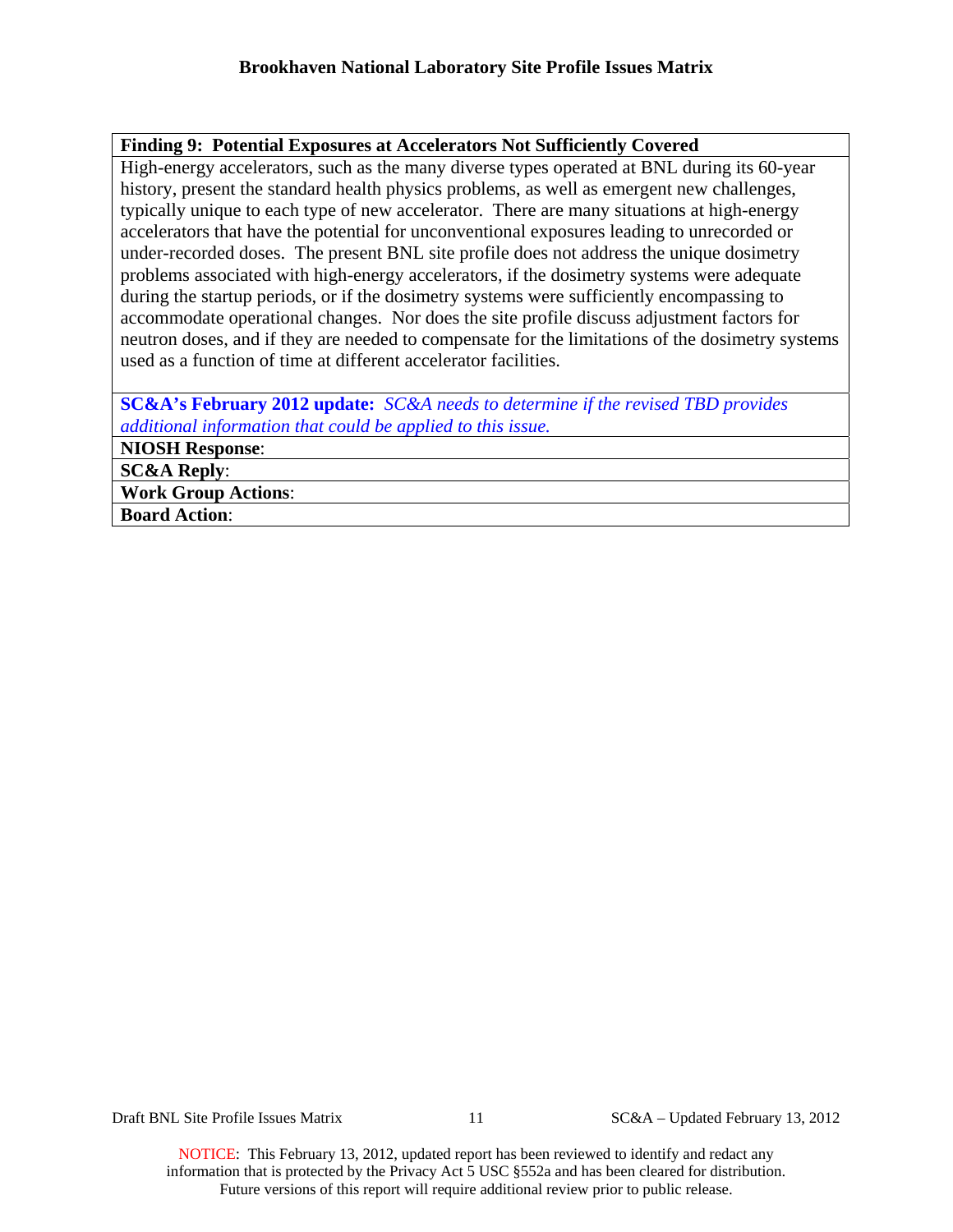**Finding 9: Potential Exposures at Accelerators Not Sufficiently Covered**

High-energy accelerators, such as the many diverse types operated at BNL during its 60-year history, present the standard health physics problems, as well as emergent new challenges, typically unique to each type of new accelerator. There are many situations at high-energy accelerators that have the potential for unconventional exposures leading to unrecorded or under-recorded doses. The present BNL site profile does not address the unique dosimetry problems associated with high-energy accelerators, if the dosimetry systems were adequate during the startup periods, or if the dosimetry systems were sufficiently encompassing to accommodate operational changes. Nor does the site profile discuss adjustment factors for neutron doses, and if they are needed to compensate for the limitations of the dosimetry systems used as a function of time at different accelerator facilities.

**SC&A's February 2012 update:** *SC&A needs to determine if the revised TBD provides additional information that could be applied to this issue.*

**NIOSH Response**:

**SC&A Reply**:

**Work Group Actions**:

**Board Action**:

NOTICE: This February 13, 2012, updated report has been reviewed to identify and redact any information that is protected by the Privacy Act 5 USC §552a and has been cleared for distribution. Future versions of this report will require additional review prior to public release.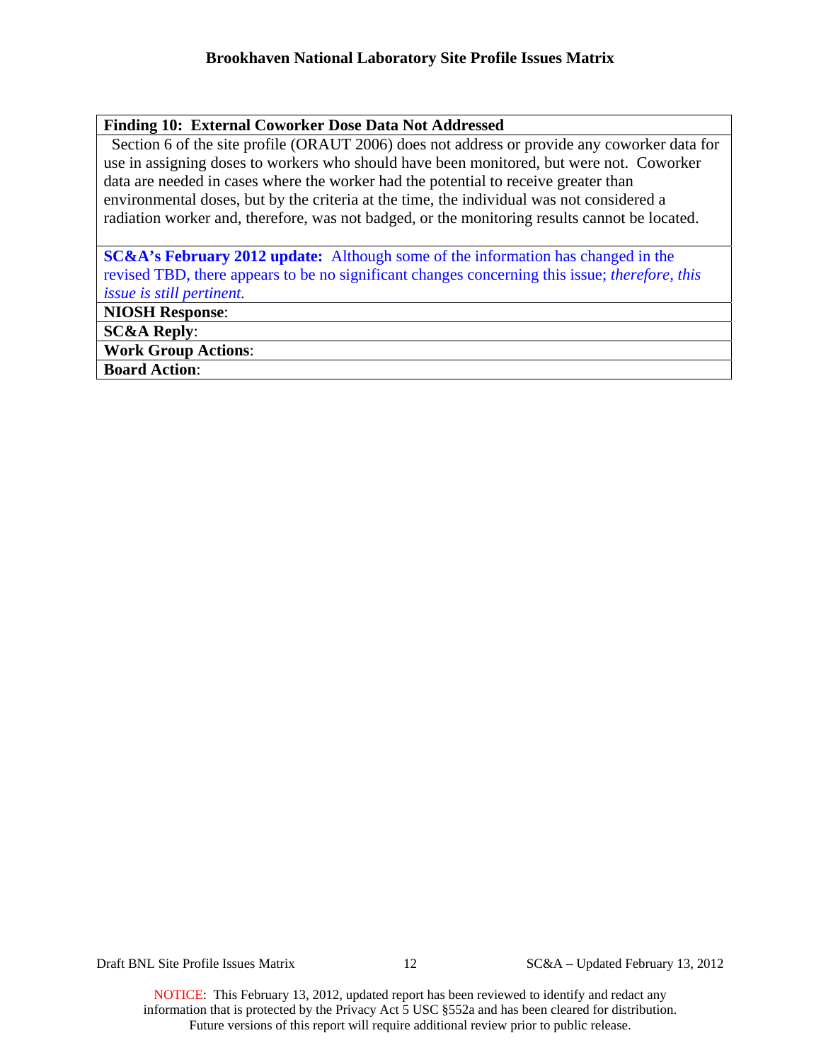**Finding 10: External Coworker Dose Data Not Addressed**

Section 6 of the site profile (ORAUT 2006) does not address or provide any coworker data for use in assigning doses to workers who should have been monitored, but were not. Coworker data are needed in cases where the worker had the potential to receive greater than environmental doses, but by the criteria at the time, the individual was not considered a radiation worker and, therefore, was not badged, or the monitoring results cannot be located.

**SC&A's February 2012 update:** Although some of the information has changed in the revised TBD, there appears to be no significant changes concerning this issue; *therefore, this issue is still pertinent.*

**NIOSH Response**:

**SC&A Reply**:

**Work Group Actions**:

**Board Action**:

NOTICE: This February 13, 2012, updated report has been reviewed to identify and redact any information that is protected by the Privacy Act 5 USC §552a and has been cleared for distribution. Future versions of this report will require additional review prior to public release.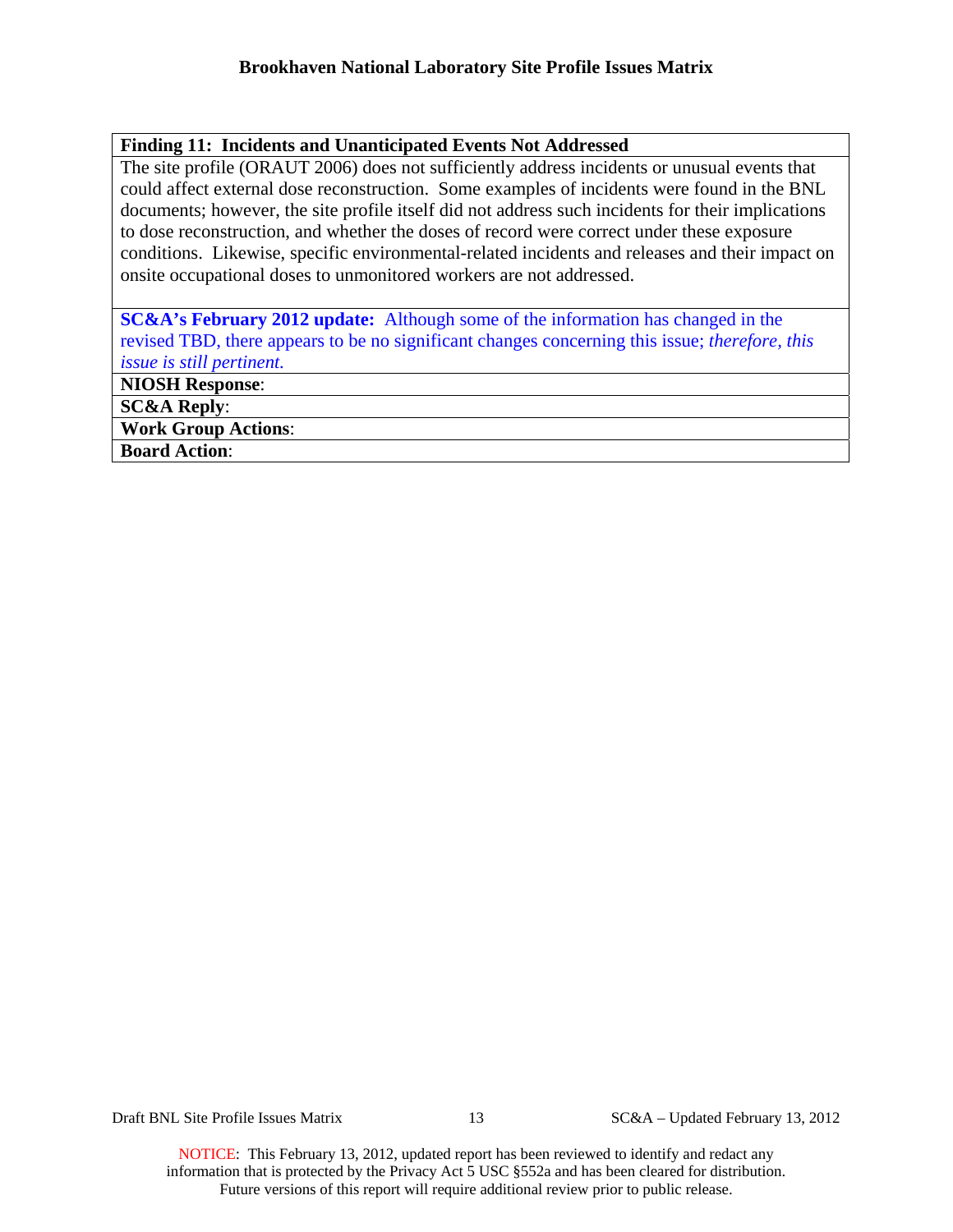**Finding 11: Incidents and Unanticipated Events Not Addressed**

The site profile (ORAUT 2006) does not sufficiently address incidents or unusual events that could affect external dose reconstruction. Some examples of incidents were found in the BNL documents; however, the site profile itself did not address such incidents for their implications to dose reconstruction, and whether the doses of record were correct under these exposure conditions. Likewise, specific environmental-related incidents and releases and their impact on onsite occupational doses to unmonitored workers are not addressed.

**SC&A's February 2012 update:** Although some of the information has changed in the revised TBD, there appears to be no significant changes concerning this issue; *therefore, this issue is still pertinent.*

**NIOSH Response**:

**SC&A Reply**:

**Work Group Actions**:

**Board Action**:

NOTICE: This February 13, 2012, updated report has been reviewed to identify and redact any information that is protected by the Privacy Act 5 USC §552a and has been cleared for distribution. Future versions of this report will require additional review prior to public release.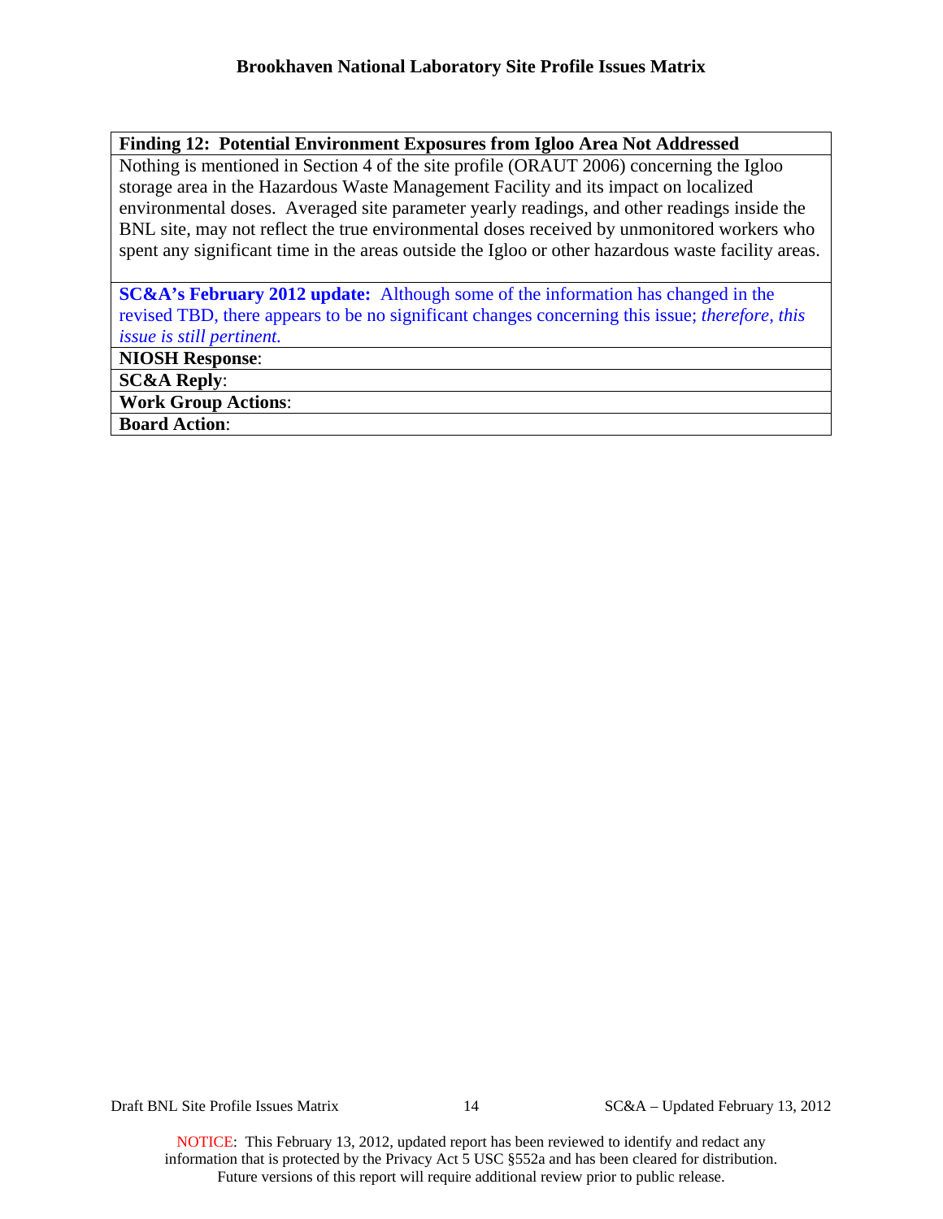**Finding 12: Potential Environment Exposures from Igloo Area Not Addressed**

Nothing is mentioned in Section 4 of the site profile (ORAUT 2006) concerning the Igloo storage area in the Hazardous Waste Management Facility and its impact on localized environmental doses. Averaged site parameter yearly readings, and other readings inside the BNL site, may not reflect the true environmental doses received by unmonitored workers who spent any significant time in the areas outside the Igloo or other hazardous waste facility areas.

**SC&A's February 2012 update:** Although some of the information has changed in the revised TBD, there appears to be no significant changes concerning this issue; *therefore, this issue is still pertinent.*

**NIOSH Response**:

**SC&A Reply**:

**Work Group Actions**:

**Board Action**:

NOTICE: This February 13, 2012, updated report has been reviewed to identify and redact any information that is protected by the Privacy Act 5 USC §552a and has been cleared for distribution. Future versions of this report will require additional review prior to public release.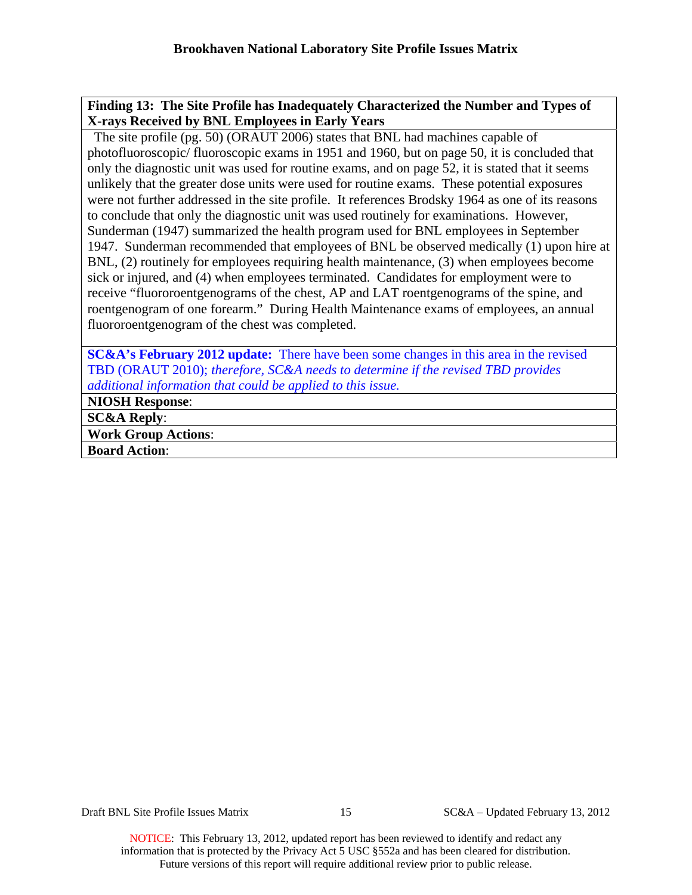**Finding 13: The Site Profile has Inadequately Characterized the Number and Types of X-rays Received by BNL Employees in Early Years**

The site profile (pg. 50) (ORAUT 2006) states that BNL had machines capable of photofluoroscopic/ fluoroscopic exams in 1951 and 1960, but on page 50, it is concluded that only the diagnostic unit was used for routine exams, and on page 52, it is stated that it seems unlikely that the greater dose units were used for routine exams. These potential exposures were not further addressed in the site profile. It references Brodsky 1964 as one of its reasons to conclude that only the diagnostic unit was used routinely for examinations. However, Sunderman (1947) summarized the health program used for BNL employees in September 1947. Sunderman recommended that employees of BNL be observed medically (1) upon hire at BNL, (2) routinely for employees requiring health maintenance, (3) when employees become sick or injured, and (4) when employees terminated. Candidates for employment were to receive "fluororoentgenograms of the chest, AP and LAT roentgenograms of the spine, and roentgenogram of one forearm." During Health Maintenance exams of employees, an annual fluororoentgenogram of the chest was completed.

**SC&A's February 2012 update:** There have been some changes in this area in the revised TBD (ORAUT 2010); *therefore, SC&A needs to determine if the revised TBD provides additional information that could be applied to this issue.*

**NIOSH Response**:

**SC&A Reply**:

**Work Group Actions**:

**Board Action**:

NOTICE: This February 13, 2012, updated report has been reviewed to identify and redact any information that is protected by the Privacy Act 5 USC §552a and has been cleared for distribution. Future versions of this report will require additional review prior to public release.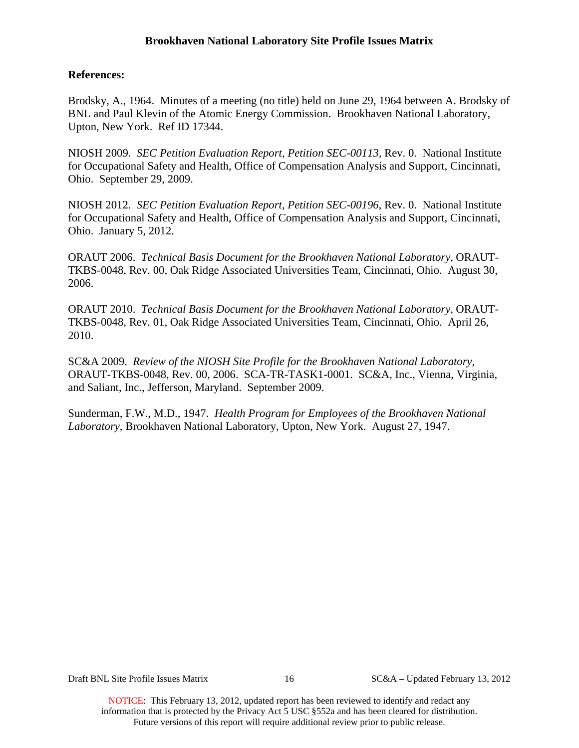**References:**

Brodsky, A., 1964. Minutes of a meeting (no title) held on June 29, 1964 between A. Brodsky of BNL and Paul Klevin of the Atomic Energy Commission. Brookhaven National Laboratory, Upton, New York. Ref ID 17344.

NIOSH 2009. *SEC Petition Evaluation Report, Petition SEC-00113,* Rev. 0. National Institute for Occupational Safety and Health, Office of Compensation Analysis and Support, Cincinnati, Ohio. September 29, 2009.

NIOSH 2012. *SEC Petition Evaluation Report, Petition SEC-00196*, Rev. 0. National Institute for Occupational Safety and Health, Office of Compensation Analysis and Support, Cincinnati, Ohio. January 5, 2012.

ORAUT 2006. *Technical Basis Document for the Brookhaven National Laboratory,* ORAUT-TKBS-0048, Rev. 00, Oak Ridge Associated Universities Team, Cincinnati, Ohio. August 30, 2006.

ORAUT 2010. *Technical Basis Document for the Brookhaven National Laboratory*, ORAUT-TKBS-0048, Rev. 01, Oak Ridge Associated Universities Team, Cincinnati, Ohio. April 26, 2010.

SC&A 2009. *Review of the NIOSH Site Profile for the Brookhaven National Laboratory,* ORAUT-TKBS-0048, Rev. 00, 2006. SCA-TR-TASK1-0001. SC&A, Inc., Vienna, Virginia, and Saliant, Inc., Jefferson, Maryland. September 2009.

Sunderman, F.W., M.D., 1947. *Health Program for Employees of the Brookhaven National Laboratory*, Brookhaven National Laboratory, Upton, New York. August 27, 1947.

NOTICE: This February 13, 2012, updated report has been reviewed to identify and redact any information that is protected by the Privacy Act 5 USC §552a and has been cleared for distribution. Future versions of this report will require additional review prior to public release.